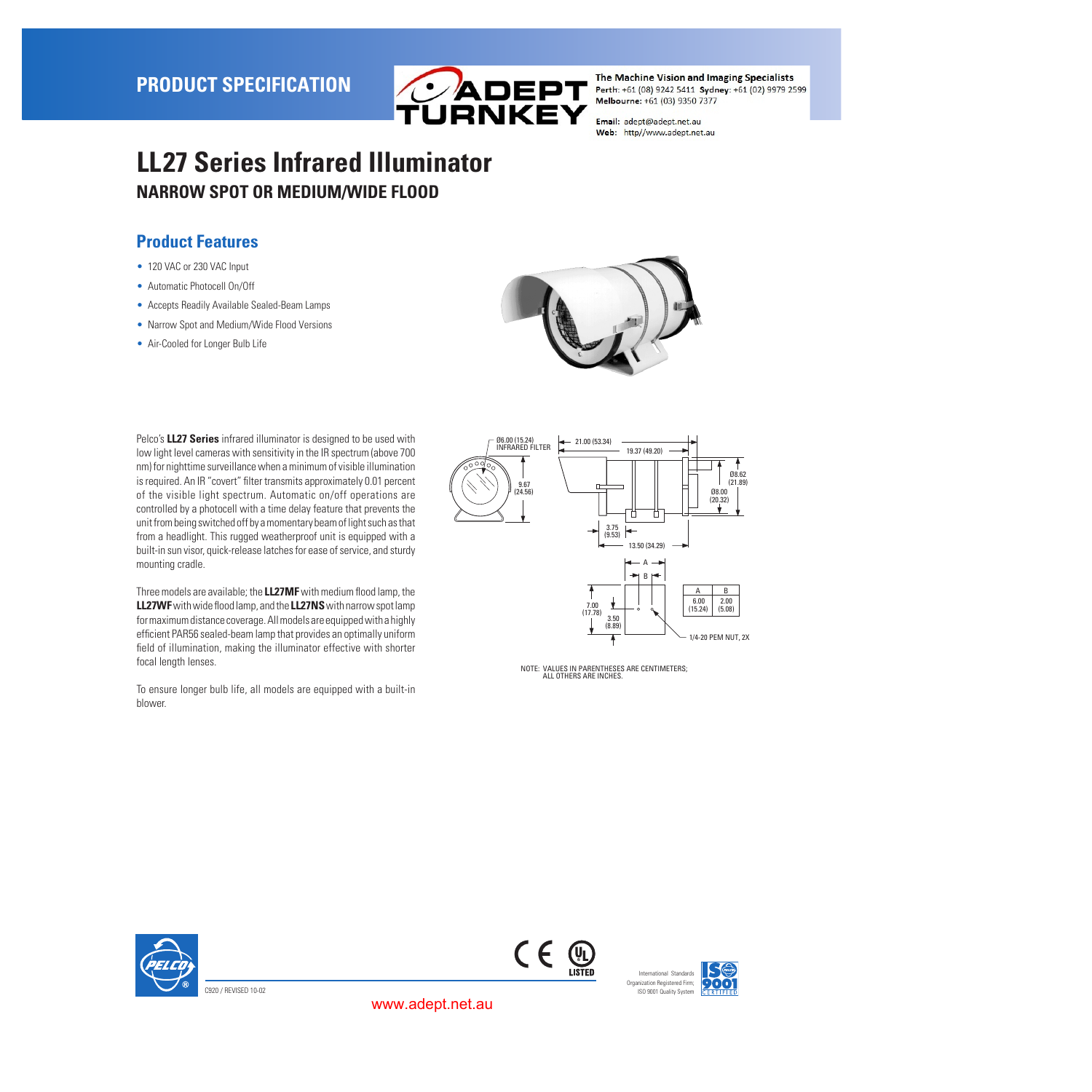PRODUCT SPECIFICATION

The Machine Vision and Imaging Specialists
Perth: +61 (08) 9242 5411 Sydney: +61 (02) 9979 2599
Melbourne: +61 (03) 9350 7377

Email: adept@adept.net.au
Web: http//www.adept.net.au

# LL27 Series Infrared Illuminator

## NARROW SPOT OR MEDIUM/WIDE FLOOD

## Product Features

- 120 VAC or 230 VAC Input
- Automatic Photocell On/Off
- Accepts Readily Available Sealed-Beam Lamps
- Narrow Spot and Medium/Wide Flood Versions
- Air-Cooled for Longer Bulb Life

Pelco's **LL27 Series** infrared illuminator is designed to be used with low light level cameras with sensitivity in the IR spectrum (above 700 nm) for nighttime surveillance when a minimum of visible illumination is required. An IR "covert" filter transmits approximately 0.01 percent of the visible light spectrum. Automatic on/off operations are controlled by a photocell with a time delay feature that prevents the unit from being switched off by a momentary beam of light such as that from a headlight. This rugged weatherproof unit is equipped with a built-in sun visor, quick-release latches for ease of service, and sturdy mounting cradle.

Three models are available; the **LL27MF** with medium flood lamp, the **LL27WF** with wide flood lamp, and the **LL27NS** with narrow spot lamp for maximum distance coverage. All models are equipped with a highly efficient PAR56 sealed-beam lamp that provides an optimally uniform field of illumination, making the illuminator effective with shorter focal length lenses.

To ensure longer bulb life, all models are equipped with a built-in blower.

Ø6.00 (15.24) INFRARED FILTER
21.00 (53.34)
19.37 (49.20)
9.67 (24.56)
Ø8.62 (21.89)
Ø8.00 (20.32)
3.75 (9.53)
13.50 (34.29)
7.00 (17.78)
3.50 (8.89)
1/4-20 PEM NUT, 2X

| A | B |
|---|---|
| 6.00 (15.24) | 2.00 (5.08) |

NOTE: VALUES IN PARENTHESES ARE CENTIMETERS; ALL OTHERS ARE INCHES.

C920 / REVISED 10-02

International Standards Organization Registered Firm; ISO 9001 Quality System

www.adept.net.au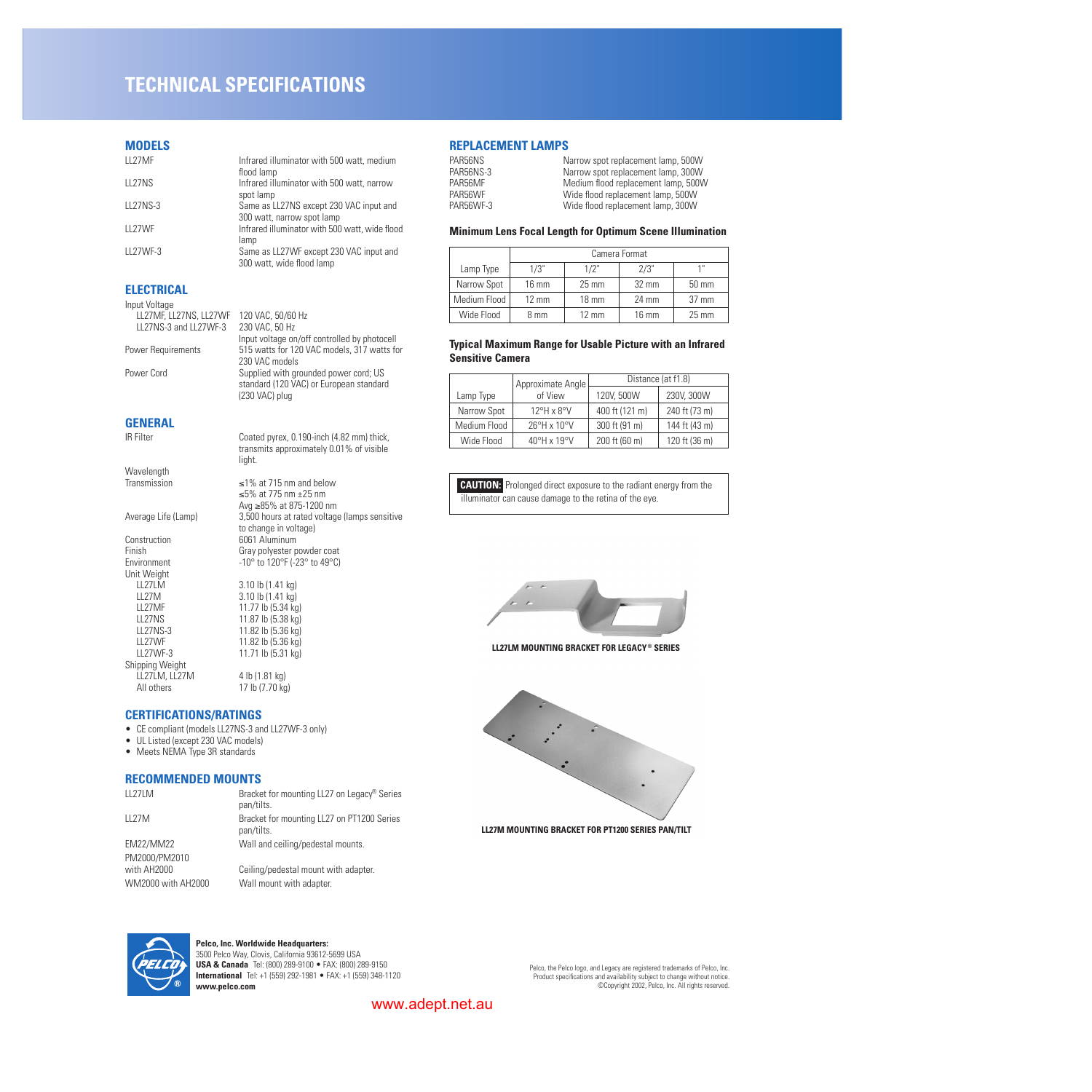# TECHNICAL SPECIFICATIONS

## MODELS

| | |
|---|---|
| LL27MF | Infrared illuminator with 500 watt, medium flood lamp |
| LL27NS | Infrared illuminator with 500 watt, narrow spot lamp |
| LL27NS-3 | Same as LL27NS except 230 VAC input and 300 watt, narrow spot lamp |
| LL27WF | Infrared illuminator with 500 watt, wide flood lamp |
| LL27WF-3 | Same as LL27WF except 230 VAC input and 300 watt, wide flood lamp |

## ELECTRICAL

| | |
|---|---|
| Input Voltage | |
| LL27MF, LL27NS, LL27WF | 120 VAC, 50/60 Hz |
| LL27NS-3 and LL27WF-3 | 230 VAC, 50 Hz |
| | Input voltage on/off controlled by photocell |
| Power Requirements | 515 watts for 120 VAC models, 317 watts for 230 VAC models |
| Power Cord | Supplied with grounded power cord; US standard (120 VAC) or European standard (230 VAC) plug |

## GENERAL

| | |
|---|---|
| IR Filter | Coated pyrex, 0.190-inch (4.82 mm) thick, transmits approximately 0.01% of visible light. |
| Wavelength Transmission | ≤1% at 715 nm and below<br>≤5% at 775 nm ±25 nm<br>Avg ≥85% at 875-1200 nm |
| Average Life (Lamp) | 3,500 hours at rated voltage (lamps sensitive to change in voltage) |
| Construction | 6061 Aluminum |
| Finish | Gray polyester powder coat |
| Environment | -10° to 120°F (-23° to 49°C) |
| Unit Weight | |
| LL27LM | 3.10 lb (1.41 kg) |
| LL27M | 3.10 lb (1.41 kg) |
| LL27MF | 11.77 lb (5.34 kg) |
| LL27NS | 11.87 lb (5.38 kg) |
| LL27NS-3 | 11.82 lb (5.36 kg) |
| LL27WF | 11.82 lb (5.36 kg) |
| LL27WF-3 | 11.71 lb (5.31 kg) |
| Shipping Weight | |
| LL27LM, LL27M | 4 lb (1.81 kg) |
| All others | 17 lb (7.70 kg) |

## CERTIFICATIONS/RATINGS

- CE compliant (models LL27NS-3 and LL27WF-3 only)
- UL Listed (except 230 VAC models)
- Meets NEMA Type 3R standards

## RECOMMENDED MOUNTS

| | |
|---|---|
| LL27LM | Bracket for mounting LL27 on Legacy® Series pan/tilts. |
| LL27M | Bracket for mounting LL27 on PT1200 Series pan/tilts. |
| EM22/MM22 | Wall and ceiling/pedestal mounts. |
| PM2000/PM2010 with AH2000 | Ceiling/pedestal mount with adapter. |
| WM2000 with AH2000 | Wall mount with adapter. |

## REPLACEMENT LAMPS

| | |
|---|---|
| PAR56NS | Narrow spot replacement lamp, 500W |
| PAR56NS-3 | Narrow spot replacement lamp, 300W |
| PAR56MF | Medium flood replacement lamp, 500W |
| PAR56WF | Wide flood replacement lamp, 500W |
| PAR56WF-3 | Wide flood replacement lamp, 300W |

### Minimum Lens Focal Length for Optimum Scene Illumination

| | Camera Format | | | |
|---|---|---|---|---|
| Lamp Type | 1/3" | 1/2" | 2/3" | 1" |
| Narrow Spot | 16 mm | 25 mm | 32 mm | 50 mm |
| Medium Flood | 12 mm | 18 mm | 24 mm | 37 mm |
| Wide Flood | 8 mm | 12 mm | 16 mm | 25 mm |

### Typical Maximum Range for Usable Picture with an Infrared Sensitive Camera

| | | Distance (at f1.8) | |
|---|---|---|---|
| Lamp Type | Approximate Angle of View | 120V, 500W | 230V, 300W |
| Narrow Spot | 12°H x 8°V | 400 ft (121 m) | 240 ft (73 m) |
| Medium Flood | 26°H x 10°V | 300 ft (91 m) | 144 ft (43 m) |
| Wide Flood | 40°H x 19°V | 200 ft (60 m) | 120 ft (36 m) |

**CAUTION:** Prolonged direct exposure to the radiant energy from the illuminator can cause damage to the retina of the eye.

**LL27LM MOUNTING BRACKET FOR LEGACY® SERIES**

**LL27M MOUNTING BRACKET FOR PT1200 SERIES PAN/TILT**

**Pelco, Inc. Worldwide Headquarters:**
3500 Pelco Way, Clovis, California 93612-5699 USA
**USA & Canada** Tel: (800) 289-9100 • FAX: (800) 289-9150
**International** Tel: +1 (559) 292-1981 • FAX: +1 (559) 348-1120
**www.pelco.com**

Pelco, the Pelco logo, and Legacy are registered trademarks of Pelco, Inc.
Product specifications and availability subject to change without notice.
©Copyright 2002, Pelco, Inc. All rights reserved.

www.adept.net.au